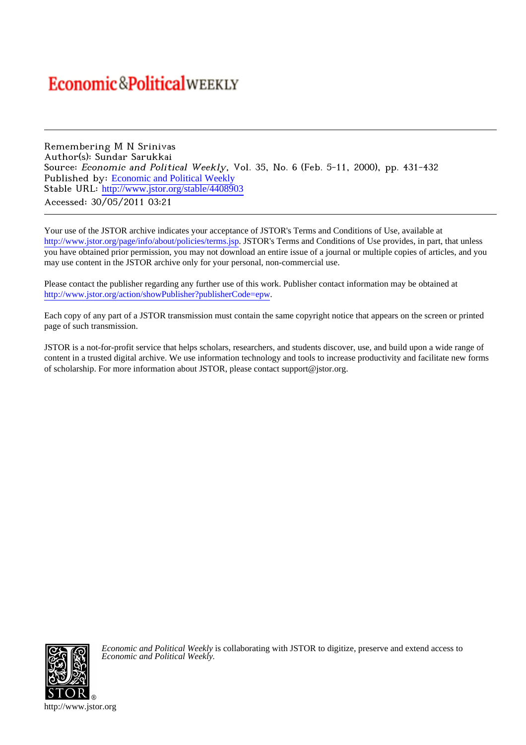Economic&Political WEEKLY

---

Remembering M N Srinivas
Author(s): Sundar Sarukkai
Source: *Economic and Political Weekly*, Vol. 35, No. 6 (Feb. 5-11, 2000), pp. 431-432
Published by: Economic and Political Weekly
Stable URL: http://www.jstor.org/stable/4408903
Accessed: 30/05/2011 03:21

---

Your use of the JSTOR archive indicates your acceptance of JSTOR's Terms and Conditions of Use, available at http://www.jstor.org/page/info/about/policies/terms.jsp. JSTOR's Terms and Conditions of Use provides, in part, that unless you have obtained prior permission, you may not download an entire issue of a journal or multiple copies of articles, and you may use content in the JSTOR archive only for your personal, non-commercial use.

Please contact the publisher regarding any further use of this work. Publisher contact information may be obtained at http://www.jstor.org/action/showPublisher?publisherCode=epw.

Each copy of any part of a JSTOR transmission must contain the same copyright notice that appears on the screen or printed page of such transmission.

JSTOR is a not-for-profit service that helps scholars, researchers, and students discover, use, and build upon a wide range of content in a trusted digital archive. We use information technology and tools to increase productivity and facilitate new forms of scholarship. For more information about JSTOR, please contact support@jstor.org.

*Economic and Political Weekly* is collaborating with JSTOR to digitize, preserve and extend access to *Economic and Political Weekly.*

http://www.jstor.org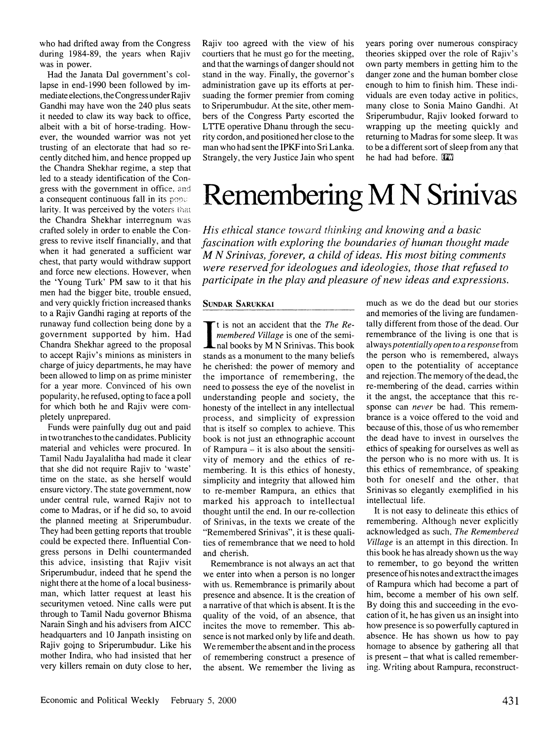who had drifted away from the Congress during 1984-89, the years when Rajiv was in power.

Had the Janata Dal government's collapse in end-1990 been followed by immediate elections, the Congress under Rajiv Gandhi may have won the 240 plus seats it needed to claw its way back to office, albeit with a bit of horse-trading. However, the wounded warrior was not yet trusting of an electorate that had so recently ditched him, and hence propped up the Chandra Shekhar regime, a step that led to a steady identification of the Congress with the government in office, and a consequent continuous fall in its popularity. It was perceived by the voters that the Chandra Shekhar interregnum was crafted solely in order to enable the Congress to revive itself financially, and that when it had generated a sufficient war chest, that party would withdraw support and force new elections. However, when the 'Young Turk' PM saw to it that his men had the bigger bite, trouble ensued, and very quickly friction increased thanks to a Rajiv Gandhi raging at reports of the runaway fund collection being done by a government supported by him. Had Chandra Shekhar agreed to the proposal to accept Rajiv's minions as ministers in charge of juicy departments, he may have been allowed to limp on as prime minister for a year more. Convinced of his own popularity, he refused, opting to face a poll for which both he and Rajiv were completely unprepared.

Funds were painfully dug out and paid in two tranches to the candidates. Publicity material and vehicles were procured. In Tamil Nadu Jayalalitha had made it clear that she did not require Rajiv to 'waste' time on the state, as she herself would ensure victory. The state government, now under central rule, warned Rajiv not to come to Madras, or if he did so, to avoid the planned meeting at Sriperumbudur. They had been getting reports that trouble could be expected there. Influential Congress persons in Delhi countermanded this advice, insisting that Rajiv visit Sriperumbudur, indeed that he spend the night there at the home of a local businessman, which latter request at least his securitymen vetoed. Nine calls were put through to Tamil Nadu governor Bhisma Narain Singh and his advisers from AICC headquarters and 10 Janpath insisting on Rajiv going to Sriperumbudur. Like his mother Indira, who had insisted that her very killers remain on duty close to her, Rajiv too agreed with the view of his courtiers that he must go for the meeting, and that the warnings of danger should not stand in the way. Finally, the governor's administration gave up its efforts at persuading the former premier from coming to Sriperumbudur. At the site, other members of the Congress Party escorted the LTTE operative Dhanu through the security cordon, and positioned her close to the man who had sent the IPKF into Sri Lanka. Strangely, the very Justice Jain who spent years poring over numerous conspiracy theories skipped over the role of Rajiv's own party members in getting him to the danger zone and the human bomber close enough to him to finish him. These individuals are even today active in politics, many close to Sonia Maino Gandhi. At Sriperumbudur, Rajiv looked forward to wrapping up the meeting quickly and returning to Madras for some sleep. It was to be a different sort of sleep from any that he had had before.

# Remembering M N Srinivas

*His ethical stance toward thinking and knowing and a basic fascination with exploring the boundaries of human thought made M N Srinivas, forever, a child of ideas. His most biting comments were reserved for ideologues and ideologies, those that refused to participate in the play and pleasure of new ideas and expressions.*

**Sundar Sarukkai**

It is not an accident that the *The Remembered Village* is one of the seminal books by M N Srinivas. This book stands as a monument to the many beliefs he cherished: the power of memory and the importance of remembering, the need to possess the eye of the novelist in understanding people and society, the honesty of the intellect in any intellectual process, and simplicity of expression that is itself so complex to achieve. This book is not just an ethnographic account of Rampura – it is also about the sensitivity of memory and the ethics of re-membering. It is this ethics of honesty, simplicity and integrity that allowed him to re-member Rampura, an ethics that marked his approach to intellectual thought until the end. In our re-collection of Srinivas, in the texts we create of the "Remembered Srinivas", it is these qualities of remembrance that we need to hold and cherish.

Remembrance is not always an act that we enter into when a person is no longer with us. Remembrance is primarily about presence and absence. It is the creation of a narrative of that which is absent. It is the quality of the void, of an absence, that incites the move to remember. This absence is not marked only by life and death. We remember the absent and in the process of remembering construct a presence of the absent. We remember the living as much as we do the dead but our stories and memories of the living are fundamentally different from those of the dead. Our remembrance of the living is one that is always *potentially open to a response* from the person who is remembered, always open to the potentiality of acceptance and rejection. The memory of the dead, the re-membering of the dead, carries within it the angst, the acceptance that this response can *never* be had. This remembrance is a voice offered to the void and because of this, those of us who remember the dead have to invest in ourselves the ethics of speaking for ourselves as well as the person who is no more with us. It is this ethics of remembrance, of speaking both for oneself and the other, that Srinivas so elegantly exemplified in his intellectual life.

It is not easy to delineate this ethics of remembering. Although never explicitly acknowledged as such, *The Remembered Village* is an attempt in this direction. In this book he has already shown us the way to remember, to go beyond the written presence of his notes and extract the images of Rampura which had become a part of him, become a member of his own self. By doing this and succeeding in the evocation of it, he has given us an insight into how presence is so powerfully captured in absence. He has shown us how to pay homage to absence by gathering all that is present – that what is called remembering. Writing about Rampura, reconstruct-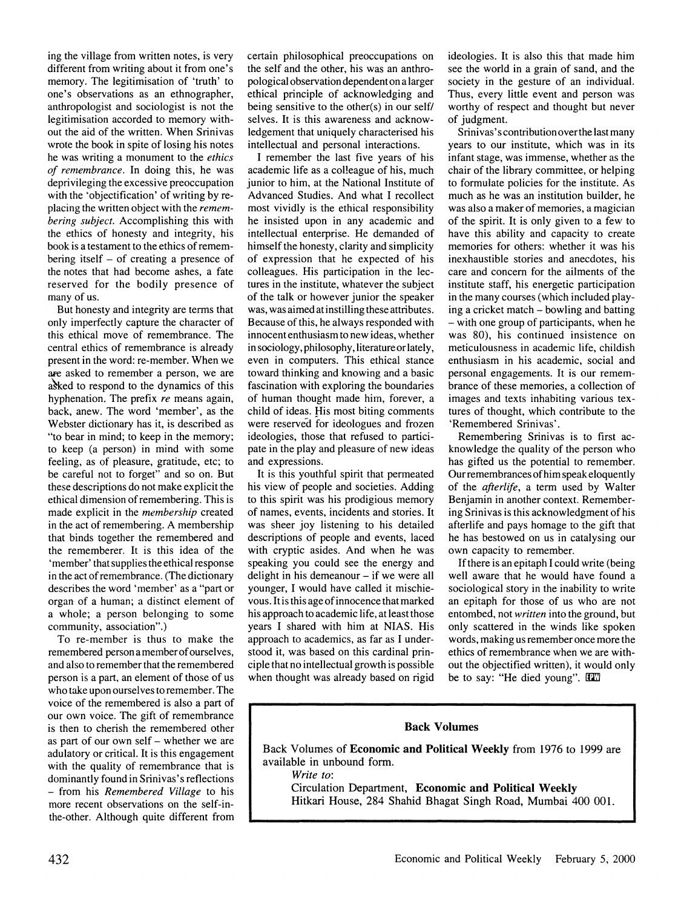ing the village from written notes, is very different from writing about it from one's memory. The legitimisation of 'truth' to one's observations as an ethnographer, anthropologist and sociologist is not the legitimisation accorded to memory without the aid of the written. When Srinivas wrote the book in spite of losing his notes he was writing a monument to the *ethics of remembrance*. In doing this, he was deprivileging the excessive preoccupation with the 'objectification' of writing by replacing the written object with the *remembering subject*. Accomplishing this with the ethics of honesty and integrity, his book is a testament to the ethics of remembering itself – of creating a presence of the notes that had become ashes, a fate reserved for the bodily presence of many of us.

But honesty and integrity are terms that only imperfectly capture the character of this ethical move of remembrance. The central ethics of remembrance is already present in the word: re-member. When we are asked to remember a person, we are asked to respond to the dynamics of this hyphenation. The prefix *re* means again, back, anew. The word 'member', as the Webster dictionary has it, is described as "to bear in mind; to keep in the memory; to keep (a person) in mind with some feeling, as of pleasure, gratitude, etc; to be careful not to forget" and so on. But these descriptions do not make explicit the ethical dimension of remembering. This is made explicit in the *membership* created in the act of remembering. A membership that binds together the remembered and the rememberer. It is this idea of the 'member' that supplies the ethical response in the act of remembrance. (The dictionary describes the word 'member' as a "part or organ of a human; a distinct element of a whole; a person belonging to some community, association".)

To re-member is thus to make the remembered person a member of ourselves, and also to remember that the remembered person is a part, an element of those of us who take upon ourselves to remember. The voice of the remembered is also a part of our own voice. The gift of remembrance is then to cherish the remembered other as part of our own self – whether we are adulatory or critical. It is this engagement with the quality of remembrance that is dominantly found in Srinivas's reflections – from his *Remembered Village* to his more recent observations on the self-in-the-other. Although quite different from certain philosophical preoccupations on the self and the other, his was an anthropological observation dependent on a larger ethical principle of acknowledging and being sensitive to the other(s) in our self/selves. It is this awareness and acknowledgement that uniquely characterised his intellectual and personal interactions.

I remember the last five years of his academic life as a colleague of his, much junior to him, at the National Institute of Advanced Studies. And what I recollect most vividly is the ethical responsibility he insisted upon in any academic and intellectual enterprise. He demanded of himself the honesty, clarity and simplicity of expression that he expected of his colleagues. His participation in the lectures in the institute, whatever the subject of the talk or however junior the speaker was, was aimed at instilling these attributes. Because of this, he always responded with innocent enthusiasm to new ideas, whether in sociology, philosophy, literature or lately, even in computers. This ethical stance toward thinking and knowing and a basic fascination with exploring the boundaries of human thought made him, forever, a child of ideas. His most biting comments were reserved for ideologues and frozen ideologies, those that refused to participate in the play and pleasure of new ideas and expressions.

It is this youthful spirit that permeated his view of people and societies. Adding to this spirit was his prodigious memory of names, events, incidents and stories. It was sheer joy listening to his detailed descriptions of people and events, laced with cryptic asides. And when he was speaking you could see the energy and delight in his demeanour – if we were all younger, I would have called it mischievous. It is this age of innocence that marked his approach to academic life, at least those years I shared with him at NIAS. His approach to academics, as far as I understood it, was based on this cardinal principle that no intellectual growth is possible when thought was already based on rigid ideologies. It is also this that made him see the world in a grain of sand, and the society in the gesture of an individual. Thus, every little event and person was worthy of respect and thought but never of judgment.

Srinivas's contribution over the last many years to our institute, which was in its infant stage, was immense, whether as the chair of the library committee, or helping to formulate policies for the institute. As much as he was an institution builder, he was also a maker of memories, a magician of the spirit. It is only given to a few to have this ability and capacity to create memories for others: whether it was his inexhaustible stories and anecdotes, his care and concern for the ailments of the institute staff, his energetic participation in the many courses (which included playing a cricket match – bowling and batting – with one group of participants, when he was 80), his continued insistence on meticulousness in academic life, childish enthusiasm in his academic, social and personal engagements. It is our remembrance of these memories, a collection of images and texts inhabiting various textures of thought, which contribute to the 'Remembered Srinivas'.

Remembering Srinivas is to first acknowledge the quality of the person who has gifted us the potential to remember. Our remembrances of him speak eloquently of the *afterlife*, a term used by Walter Benjamin in another context. Remembering Srinivas is this acknowledgment of his afterlife and pays homage to the gift that he has bestowed on us in catalysing our own capacity to remember.

If there is an epitaph I could write (being well aware that he would have found a sociological story in the inability to write an epitaph for those of us who are not entombed, not *written* into the ground, but only scattered in the winds like spoken words, making us remember once more the ethics of remembrance when we are without the objectified written), it would only be to say: "He died young". EPW

**Back Volumes**

Back Volumes of **Economic and Political Weekly** from 1976 to 1999 are available in unbound form.

*Write to*:

Circulation Department, **Economic and Political Weekly**
Hitkari House, 284 Shahid Bhagat Singh Road, Mumbai 400 001.